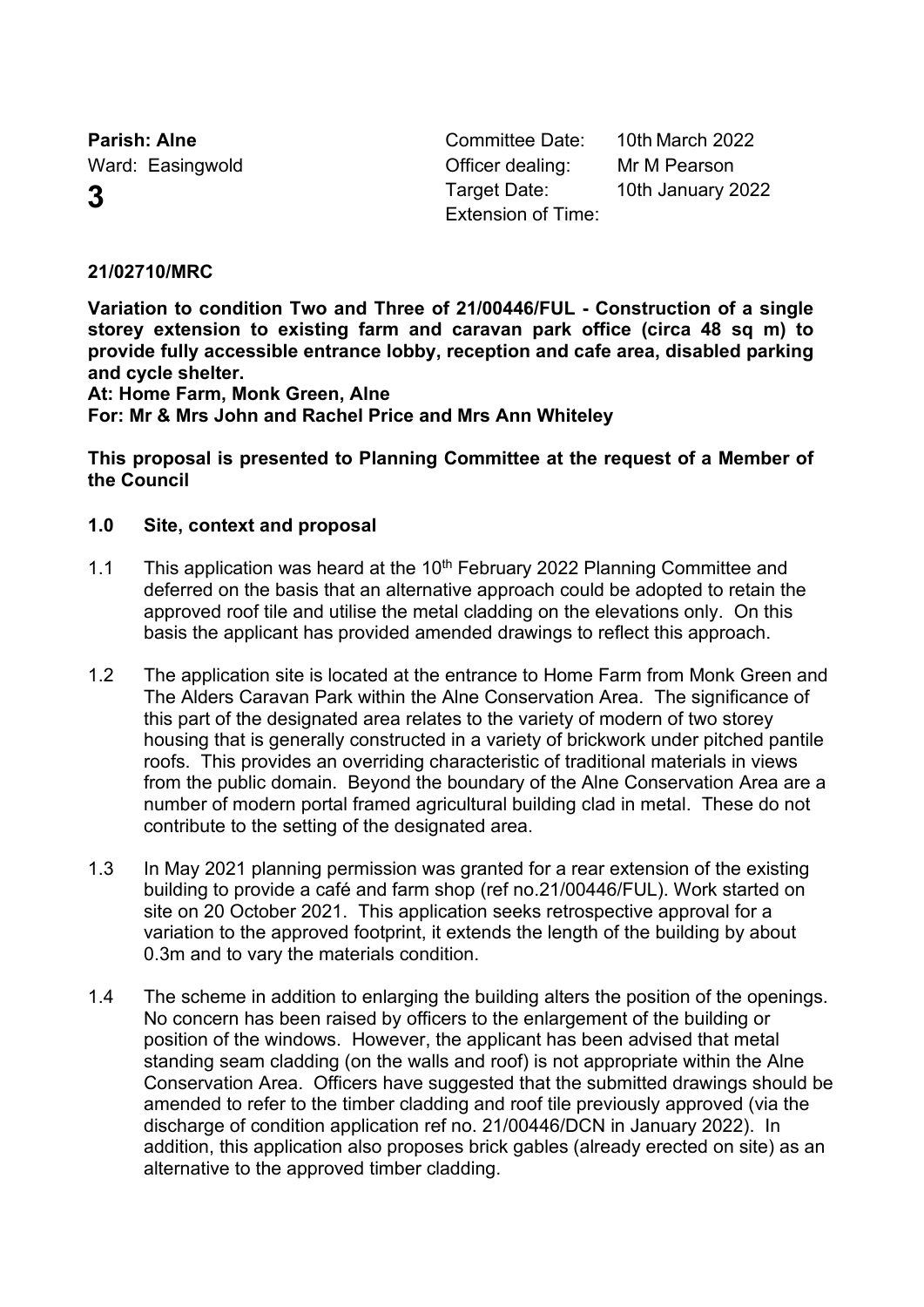**Parish: Alne**
Ward: Easingwold

**3**

| | |
|---|---|
| Committee Date: | 10th March 2022 |
| Officer dealing: | Mr M Pearson |
| Target Date: | 10th January 2022 |
| Extension of Time: | |

**21/02710/MRC**

**Variation to condition Two and Three of 21/00446/FUL - Construction of a single storey extension to existing farm and caravan park office (circa 48 sq m) to provide fully accessible entrance lobby, reception and cafe area, disabled parking and cycle shelter.**
**At: Home Farm, Monk Green, Alne**
**For: Mr & Mrs John and Rachel Price and Mrs Ann Whiteley**

**This proposal is presented to Planning Committee at the request of a Member of the Council**

## 1.0 Site, context and proposal

1.1 This application was heard at the 10th February 2022 Planning Committee and deferred on the basis that an alternative approach could be adopted to retain the approved roof tile and utilise the metal cladding on the elevations only. On this basis the applicant has provided amended drawings to reflect this approach.

1.2 The application site is located at the entrance to Home Farm from Monk Green and The Alders Caravan Park within the Alne Conservation Area. The significance of this part of the designated area relates to the variety of modern of two storey housing that is generally constructed in a variety of brickwork under pitched pantile roofs. This provides an overriding characteristic of traditional materials in views from the public domain. Beyond the boundary of the Alne Conservation Area are a number of modern portal framed agricultural building clad in metal. These do not contribute to the setting of the designated area.

1.3 In May 2021 planning permission was granted for a rear extension of the existing building to provide a café and farm shop (ref no.21/00446/FUL). Work started on site on 20 October 2021. This application seeks retrospective approval for a variation to the approved footprint, it extends the length of the building by about 0.3m and to vary the materials condition.

1.4 The scheme in addition to enlarging the building alters the position of the openings. No concern has been raised by officers to the enlargement of the building or position of the windows. However, the applicant has been advised that metal standing seam cladding (on the walls and roof) is not appropriate within the Alne Conservation Area. Officers have suggested that the submitted drawings should be amended to refer to the timber cladding and roof tile previously approved (via the discharge of condition application ref no. 21/00446/DCN in January 2022). In addition, this application also proposes brick gables (already erected on site) as an alternative to the approved timber cladding.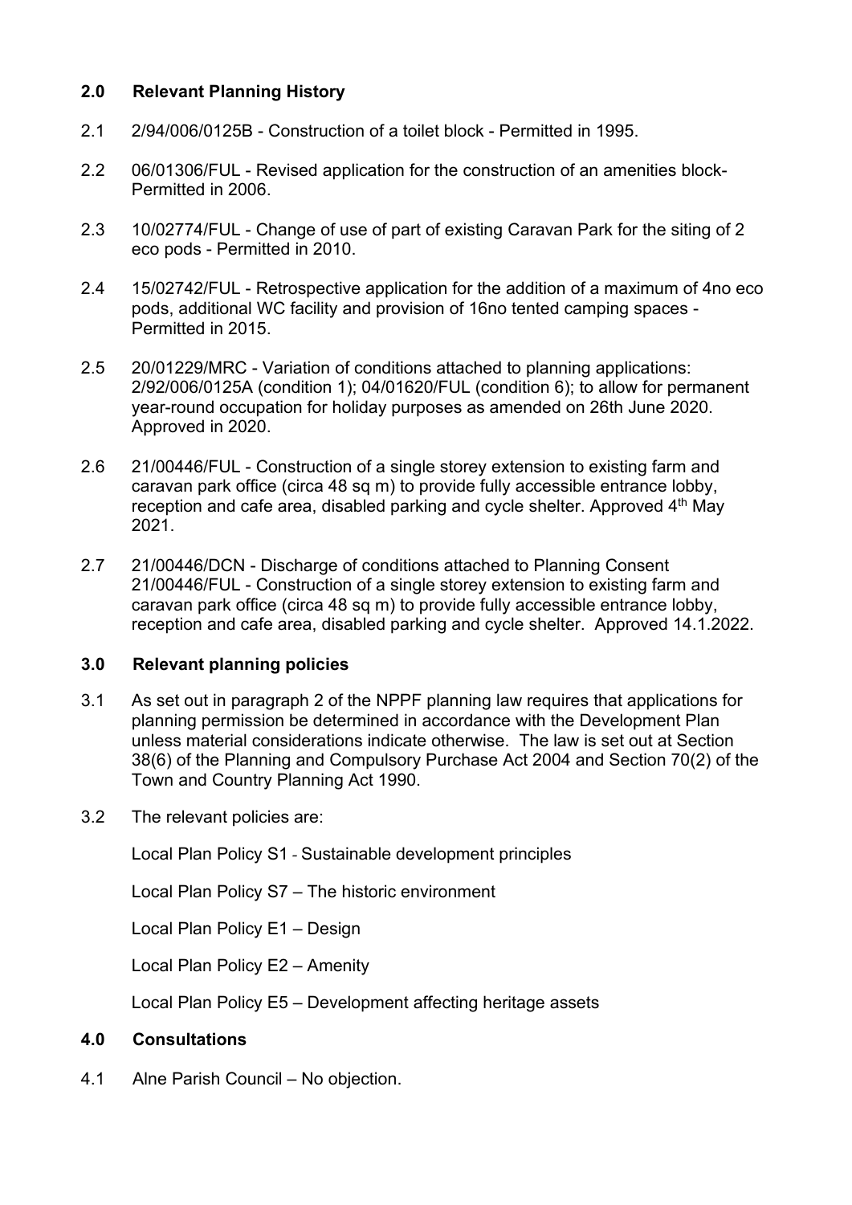## 2.0 Relevant Planning History

2.1 2/94/006/0125B - Construction of a toilet block - Permitted in 1995.

2.2 06/01306/FUL - Revised application for the construction of an amenities block- Permitted in 2006.

2.3 10/02774/FUL - Change of use of part of existing Caravan Park for the siting of 2 eco pods - Permitted in 2010.

2.4 15/02742/FUL - Retrospective application for the addition of a maximum of 4no eco pods, additional WC facility and provision of 16no tented camping spaces - Permitted in 2015.

2.5 20/01229/MRC - Variation of conditions attached to planning applications: 2/92/006/0125A (condition 1); 04/01620/FUL (condition 6); to allow for permanent year-round occupation for holiday purposes as amended on 26th June 2020. Approved in 2020.

2.6 21/00446/FUL - Construction of a single storey extension to existing farm and caravan park office (circa 48 sq m) to provide fully accessible entrance lobby, reception and cafe area, disabled parking and cycle shelter. Approved 4th May 2021.

2.7 21/00446/DCN - Discharge of conditions attached to Planning Consent 21/00446/FUL - Construction of a single storey extension to existing farm and caravan park office (circa 48 sq m) to provide fully accessible entrance lobby, reception and cafe area, disabled parking and cycle shelter. Approved 14.1.2022.

## 3.0 Relevant planning policies

3.1 As set out in paragraph 2 of the NPPF planning law requires that applications for planning permission be determined in accordance with the Development Plan unless material considerations indicate otherwise. The law is set out at Section 38(6) of the Planning and Compulsory Purchase Act 2004 and Section 70(2) of the Town and Country Planning Act 1990.

3.2 The relevant policies are:

Local Plan Policy S1 - Sustainable development principles

Local Plan Policy S7 – The historic environment

Local Plan Policy E1 – Design

Local Plan Policy E2 – Amenity

Local Plan Policy E5 – Development affecting heritage assets

## 4.0 Consultations

4.1 Alne Parish Council – No objection.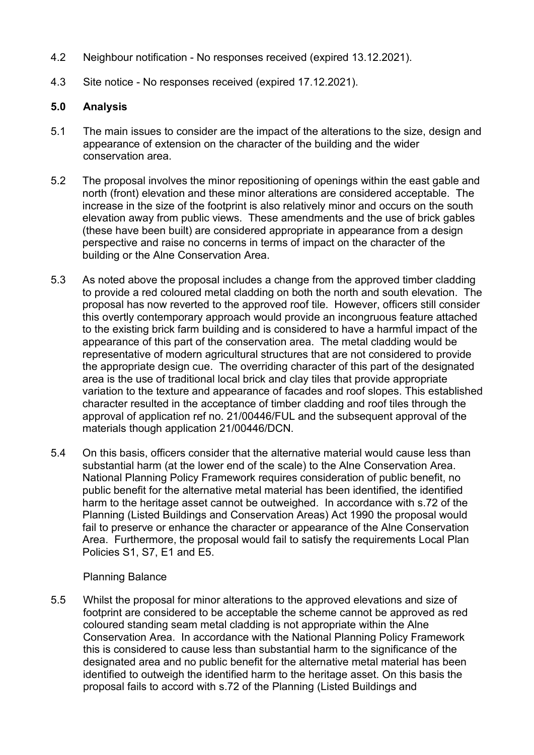4.2 Neighbour notification - No responses received (expired 13.12.2021).

4.3 Site notice - No responses received (expired 17.12.2021).

## 5.0 Analysis

5.1 The main issues to consider are the impact of the alterations to the size, design and appearance of extension on the character of the building and the wider conservation area.

5.2 The proposal involves the minor repositioning of openings within the east gable and north (front) elevation and these minor alterations are considered acceptable. The increase in the size of the footprint is also relatively minor and occurs on the south elevation away from public views. These amendments and the use of brick gables (these have been built) are considered appropriate in appearance from a design perspective and raise no concerns in terms of impact on the character of the building or the Alne Conservation Area.

5.3 As noted above the proposal includes a change from the approved timber cladding to provide a red coloured metal cladding on both the north and south elevation. The proposal has now reverted to the approved roof tile. However, officers still consider this overtly contemporary approach would provide an incongruous feature attached to the existing brick farm building and is considered to have a harmful impact of the appearance of this part of the conservation area. The metal cladding would be representative of modern agricultural structures that are not considered to provide the appropriate design cue. The overriding character of this part of the designated area is the use of traditional local brick and clay tiles that provide appropriate variation to the texture and appearance of facades and roof slopes. This established character resulted in the acceptance of timber cladding and roof tiles through the approval of application ref no. 21/00446/FUL and the subsequent approval of the materials though application 21/00446/DCN.

5.4 On this basis, officers consider that the alternative material would cause less than substantial harm (at the lower end of the scale) to the Alne Conservation Area. National Planning Policy Framework requires consideration of public benefit, no public benefit for the alternative metal material has been identified, the identified harm to the heritage asset cannot be outweighed. In accordance with s.72 of the Planning (Listed Buildings and Conservation Areas) Act 1990 the proposal would fail to preserve or enhance the character or appearance of the Alne Conservation Area. Furthermore, the proposal would fail to satisfy the requirements Local Plan Policies S1, S7, E1 and E5.

Planning Balance

5.5 Whilst the proposal for minor alterations to the approved elevations and size of footprint are considered to be acceptable the scheme cannot be approved as red coloured standing seam metal cladding is not appropriate within the Alne Conservation Area. In accordance with the National Planning Policy Framework this is considered to cause less than substantial harm to the significance of the designated area and no public benefit for the alternative metal material has been identified to outweigh the identified harm to the heritage asset. On this basis the proposal fails to accord with s.72 of the Planning (Listed Buildings and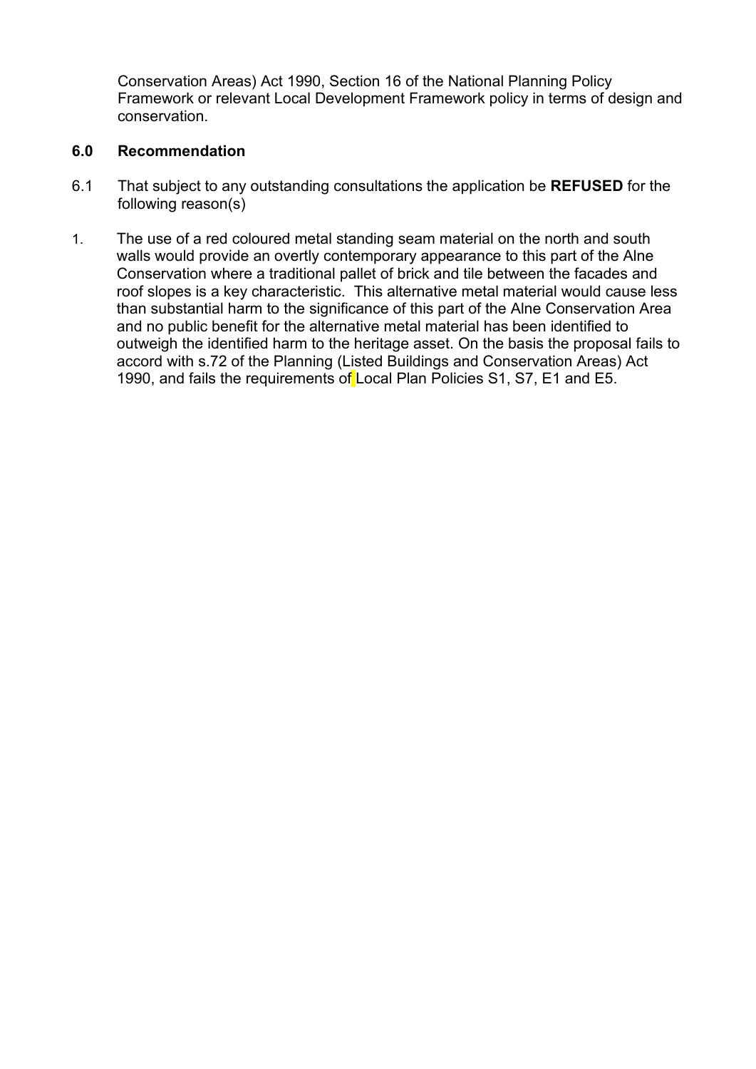Conservation Areas) Act 1990, Section 16 of the National Planning Policy Framework or relevant Local Development Framework policy in terms of design and conservation.

## 6.0 Recommendation

6.1 That subject to any outstanding consultations the application be **REFUSED** for the following reason(s)

1. The use of a red coloured metal standing seam material on the north and south walls would provide an overtly contemporary appearance to this part of the Alne Conservation where a traditional pallet of brick and tile between the facades and roof slopes is a key characteristic. This alternative metal material would cause less than substantial harm to the significance of this part of the Alne Conservation Area and no public benefit for the alternative metal material has been identified to outweigh the identified harm to the heritage asset. On the basis the proposal fails to accord with s.72 of the Planning (Listed Buildings and Conservation Areas) Act 1990, and fails the requirements of Local Plan Policies S1, S7, E1 and E5.